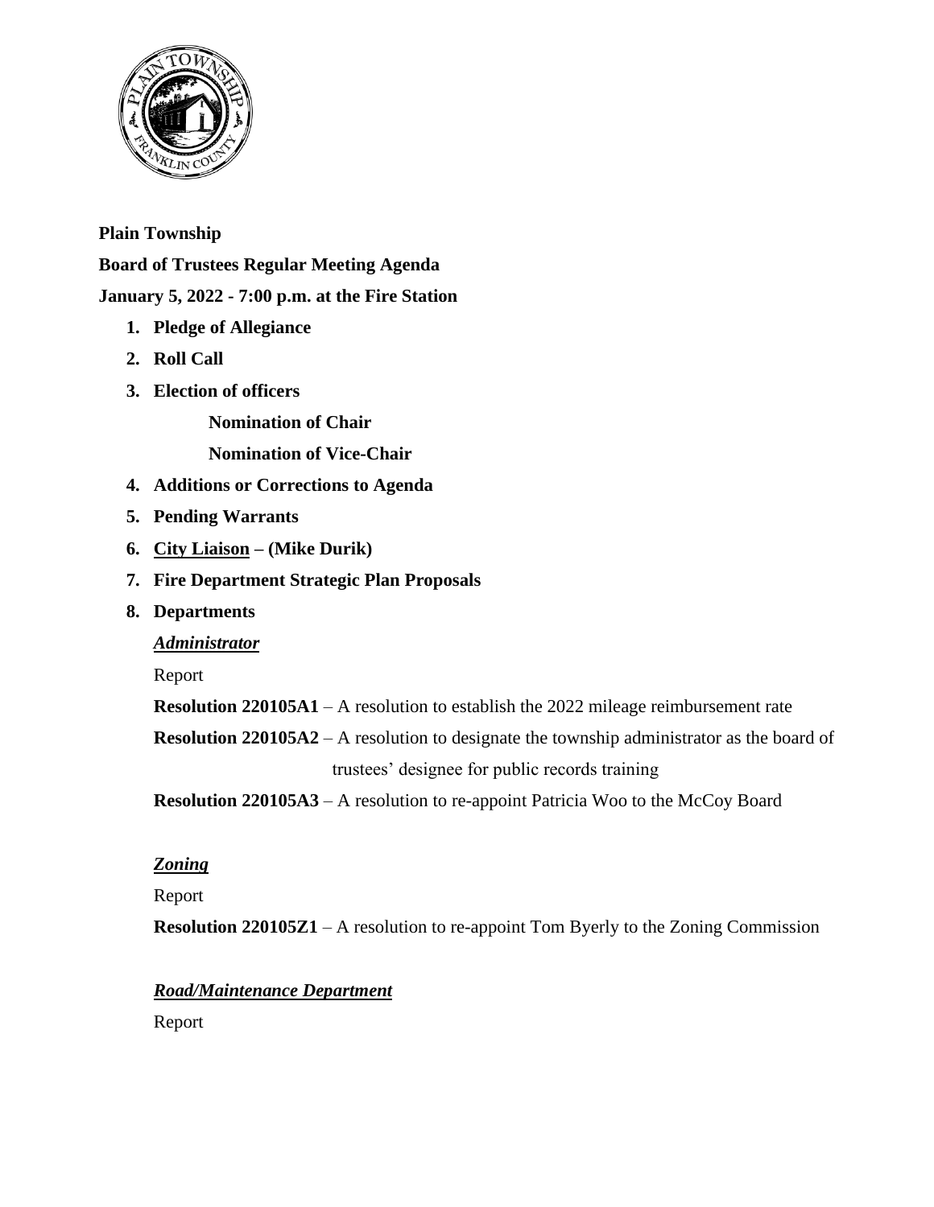**Plain Township**

**Board of Trustees Regular Meeting Agenda**

**January 5, 2022 - 7:00 p.m. at the Fire Station**

1. **Pledge of Allegiance**
2. **Roll Call**
3. **Election of officers**

   **Nomination of Chair**

   **Nomination of Vice-Chair**
4. **Additions or Corrections to Agenda**
5. **Pending Warrants**
6. **City Liaison – (Mike Durik)**
7. **Fire Department Strategic Plan Proposals**
8. **Departments**

   ***Administrator***

   Report

   **Resolution 220105A1** – A resolution to establish the 2022 mileage reimbursement rate

   **Resolution 220105A2** – A resolution to designate the township administrator as the board of trustees' designee for public records training

   **Resolution 220105A3** – A resolution to re-appoint Patricia Woo to the McCoy Board

   ***Zoning***

   Report

   **Resolution 220105Z1** – A resolution to re-appoint Tom Byerly to the Zoning Commission

   ***Road/Maintenance Department***

   Report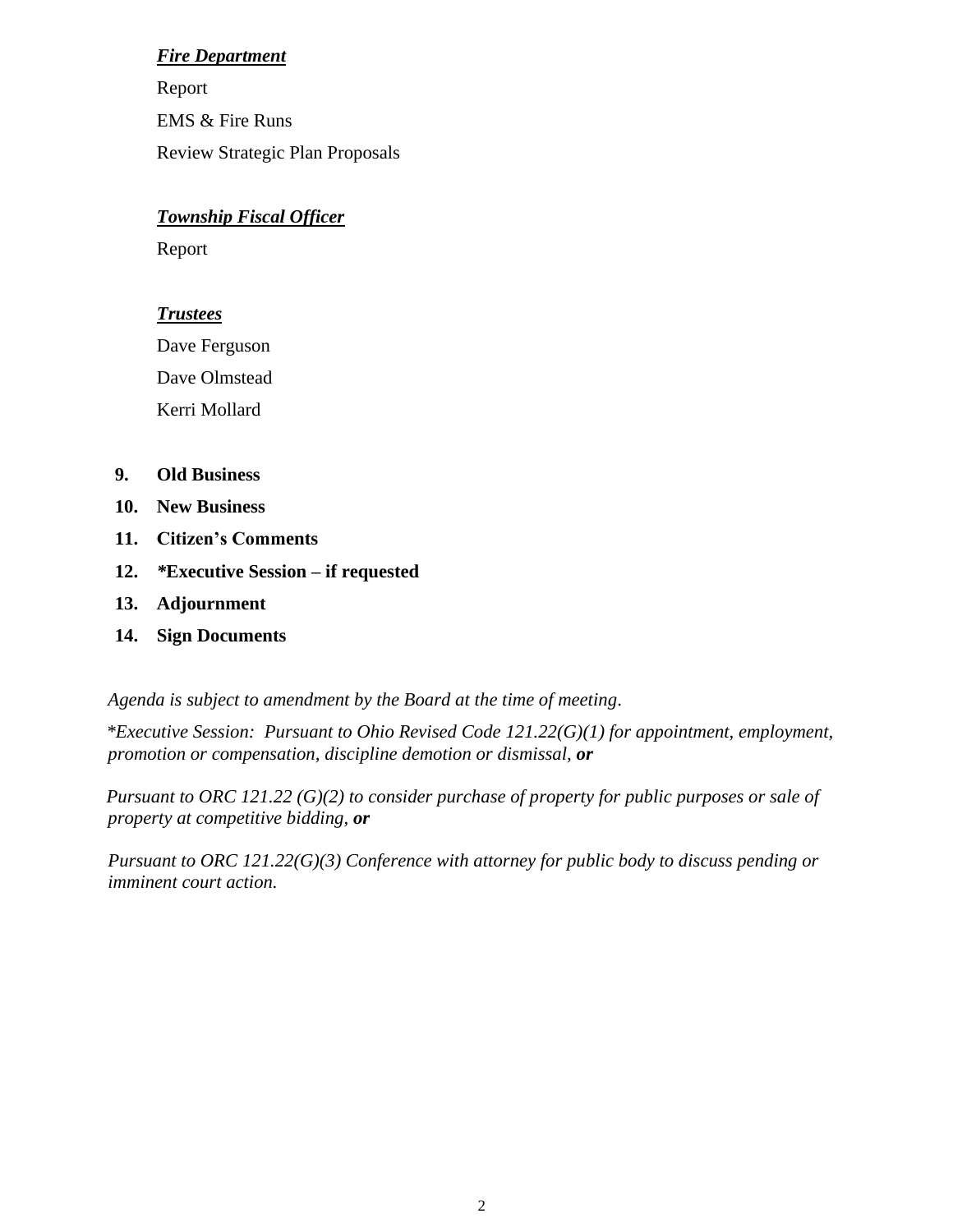***Fire Department***

Report

EMS & Fire Runs

Review Strategic Plan Proposals

***Township Fiscal Officer***

Report

***Trustees***

Dave Ferguson

Dave Olmstead

Kerri Mollard

9. **Old Business**
10. **New Business**
11. **Citizen's Comments**
12. ***Executive Session – if requested**
13. **Adjournment**
14. **Sign Documents**

*Agenda is subject to amendment by the Board at the time of meeting.*

\**Executive Session: Pursuant to Ohio Revised Code 121.22(G)(1) for appointment, employment, promotion or compensation, discipline demotion or dismissal,* ***or***

*Pursuant to ORC 121.22 (G)(2) to consider purchase of property for public purposes or sale of property at competitive bidding,* ***or***

*Pursuant to ORC 121.22(G)(3) Conference with attorney for public body to discuss pending or imminent court action.*